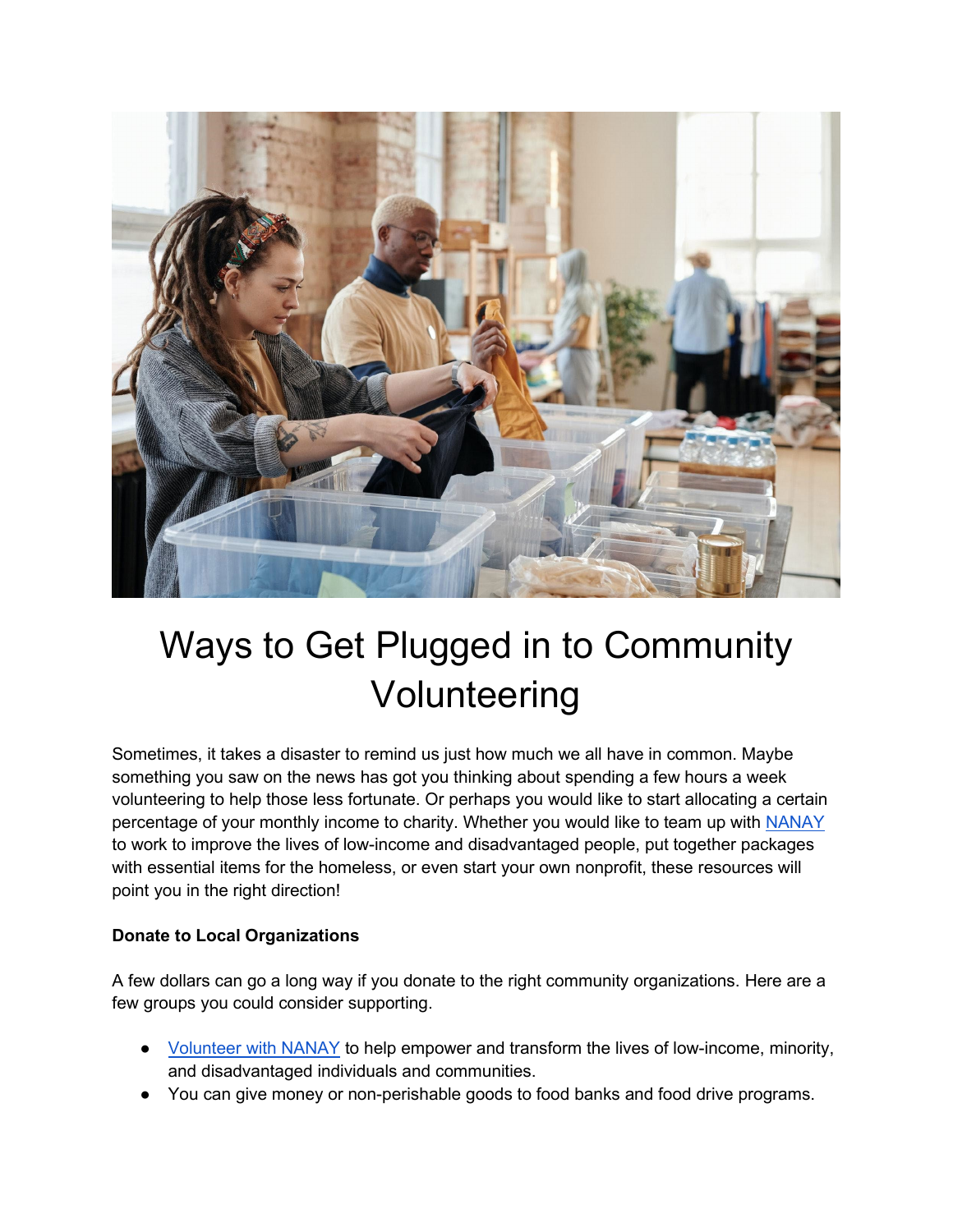# Ways to Get Plugged in to Community Volunteering

Sometimes, it takes a disaster to remind us just how much we all have in common. Maybe something you saw on the news has got you thinking about spending a few hours a week volunteering to help those less fortunate. Or perhaps you would like to start allocating a certain percentage of your monthly income to charity. Whether you would like to team up with NANAY to work to improve the lives of low-income and disadvantaged people, put together packages with essential items for the homeless, or even start your own nonprofit, these resources will point you in the right direction!

**Donate to Local Organizations**

A few dollars can go a long way if you donate to the right community organizations. Here are a few groups you could consider supporting.

- Volunteer with NANAY to help empower and transform the lives of low-income, minority, and disadvantaged individuals and communities.
- You can give money or non-perishable goods to food banks and food drive programs.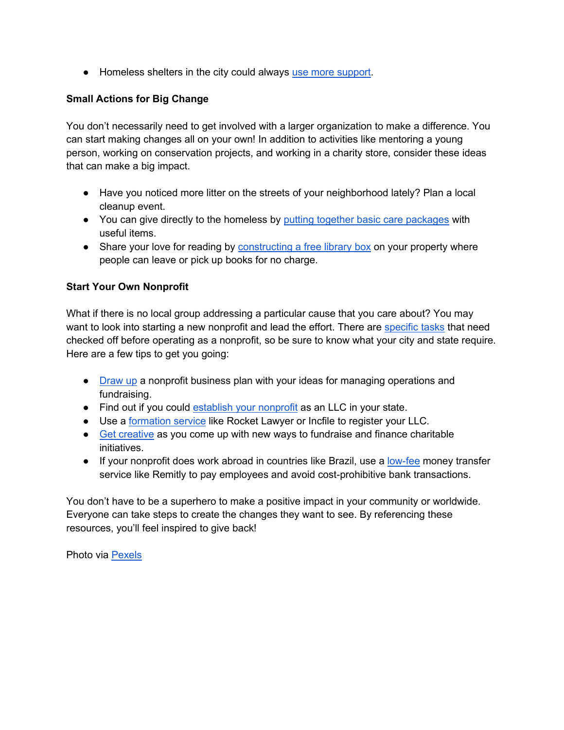- Homeless shelters in the city could always use more support.

**Small Actions for Big Change**

You don't necessarily need to get involved with a larger organization to make a difference. You can start making changes all on your own! In addition to activities like mentoring a young person, working on conservation projects, and working in a charity store, consider these ideas that can make a big impact.

- Have you noticed more litter on the streets of your neighborhood lately? Plan a local cleanup event.
- You can give directly to the homeless by putting together basic care packages with useful items.
- Share your love for reading by constructing a free library box on your property where people can leave or pick up books for no charge.

**Start Your Own Nonprofit**

What if there is no local group addressing a particular cause that you care about? You may want to look into starting a new nonprofit and lead the effort. There are specific tasks that need checked off before operating as a nonprofit, so be sure to know what your city and state require. Here are a few tips to get you going:

- Draw up a nonprofit business plan with your ideas for managing operations and fundraising.
- Find out if you could establish your nonprofit as an LLC in your state.
- Use a formation service like Rocket Lawyer or Incfile to register your LLC.
- Get creative as you come up with new ways to fundraise and finance charitable initiatives.
- If your nonprofit does work abroad in countries like Brazil, use a low-fee money transfer service like Remitly to pay employees and avoid cost-prohibitive bank transactions.

You don't have to be a superhero to make a positive impact in your community or worldwide. Everyone can take steps to create the changes they want to see. By referencing these resources, you'll feel inspired to give back!

Photo via Pexels